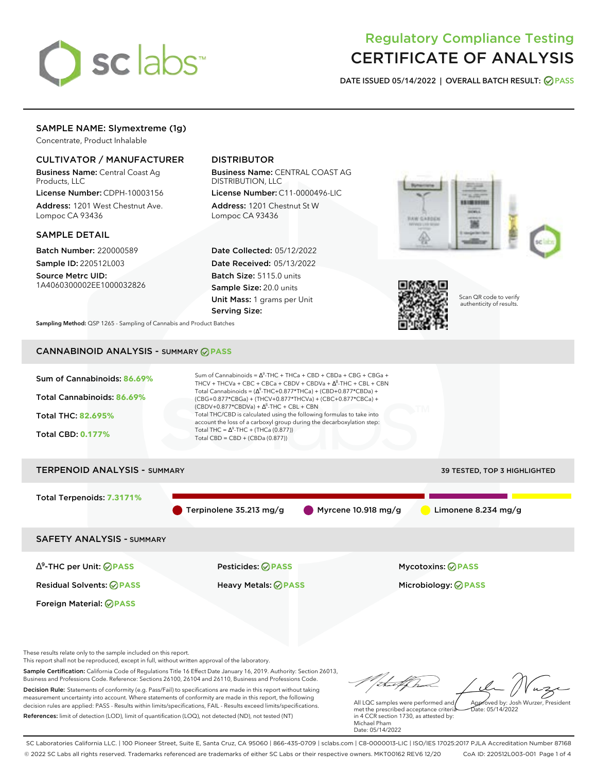# sc labs

## Regulatory Compliance Testing
# CERTIFICATE OF ANALYSIS

**DATE ISSUED 05/14/2022 | OVERALL BATCH RESULT: PASS**

## SAMPLE NAME: Slymextreme (1g)

Concentrate, Product Inhalable

### CULTIVATOR / MANUFACTURER

**Business Name:** Central Coast Ag Products, LLC

**License Number:** CDPH-10003156

**Address:** 1201 West Chestnut Ave. Lompoc CA 93436

### DISTRIBUTOR

**Business Name:** CENTRAL COAST AG DISTRIBUTION, LLC

**License Number:** C11-0000496-LIC

**Address:** 1201 Chestnut St W Lompoc CA 93436

### SAMPLE DETAIL

**Batch Number:** 220000589

**Sample ID:** 220512L003

**Source Metrc UID:** 1A4060300002EE1000032826

**Date Collected:** 05/12/2022

**Date Received:** 05/13/2022

**Batch Size:** 5115.0 units

**Sample Size:** 20.0 units

**Unit Mass:** 1 grams per Unit

**Serving Size:**

Scan QR code to verify authenticity of results.

**Sampling Method:** QSP 1265 - Sampling of Cannabis and Product Batches

## CANNABINOID ANALYSIS - SUMMARY PASS

**Sum of Cannabinoids: 86.69%**

**Total Cannabinoids: 86.69%**

**Total THC: 82.695%**

**Total CBD: 0.177%**

Sum of Cannabinoids = $\Delta^9$-THC + THCa + CBD + CBDa + CBG + CBGa + THCV + THCVa + CBC + CBCa + CBDV + CBDVa + $\Delta^8$-THC + CBL + CBN

Total Cannabinoids = ($\Delta^9$-THC+0.877*THCa) + (CBD+0.877*CBDa) + (CBG+0.877*CBGa) + (THCV+0.877*THCVa) + (CBC+0.877*CBCa) + (CBDV+0.877*CBDVa) + $\Delta^8$-THC + CBL + CBN

Total THC/CBD is calculated using the following formulas to take into account the loss of a carboxyl group during the decarboxylation step:

Total THC = $\Delta^9$-THC + (THCa (0.877))

Total CBD = CBD + (CBDa (0.877))

## TERPENOID ANALYSIS - SUMMARY

39 TESTED, TOP 3 HIGHLIGHTED

**Total Terpenoids: 7.3171%**

Terpinolene 35.213 mg/g | Myrcene 10.918 mg/g | Limonene 8.234 mg/g

## SAFETY ANALYSIS - SUMMARY

| | | |
|---|---|---|
| $\Delta^9$-THC per Unit: PASS | Pesticides: PASS | Mycotoxins: PASS |
| Residual Solvents: PASS | Heavy Metals: PASS | Microbiology: PASS |
| Foreign Material: PASS | | |

These results relate only to the sample included on this report.
This report shall not be reproduced, except in full, without written approval of the laboratory.

**Sample Certification:** California Code of Regulations Title 16 Effect Date January 16, 2019. Authority: Section 26013, Business and Professions Code. Reference: Sections 26100, 26104 and 26110, Business and Professions Code.

**Decision Rule:** Statements of conformity (e.g. Pass/Fail) to specifications are made in this report without taking measurement uncertainty into account. Where statements of conformity are made in this report, the following decision rules are applied: PASS - Results within limits/specifications, FAIL - Results exceed limits/specifications.

**References:** limit of detection (LOD), limit of quantification (LOQ), not detected (ND), not tested (NT)

All LQC samples were performed and met the prescribed acceptance criteria in 4 CCR section 1730, as attested by: Michael Pham
Date: 05/14/2022

Approved by: Josh Wurzer, President
Date: 05/14/2022

SC Laboratories California LLC. | 100 Pioneer Street, Suite E, Santa Cruz, CA 95060 | 866-435-0709 | sclabs.com | C8-0000013-LIC | ISO/IES 17025:2017 PJLA Accreditation Number 87168
© 2022 SC Labs all rights reserved. Trademarks referenced are trademarks of either SC Labs or their respective owners. MKT00162 REV6 12/20 CoA ID: 220512L003-001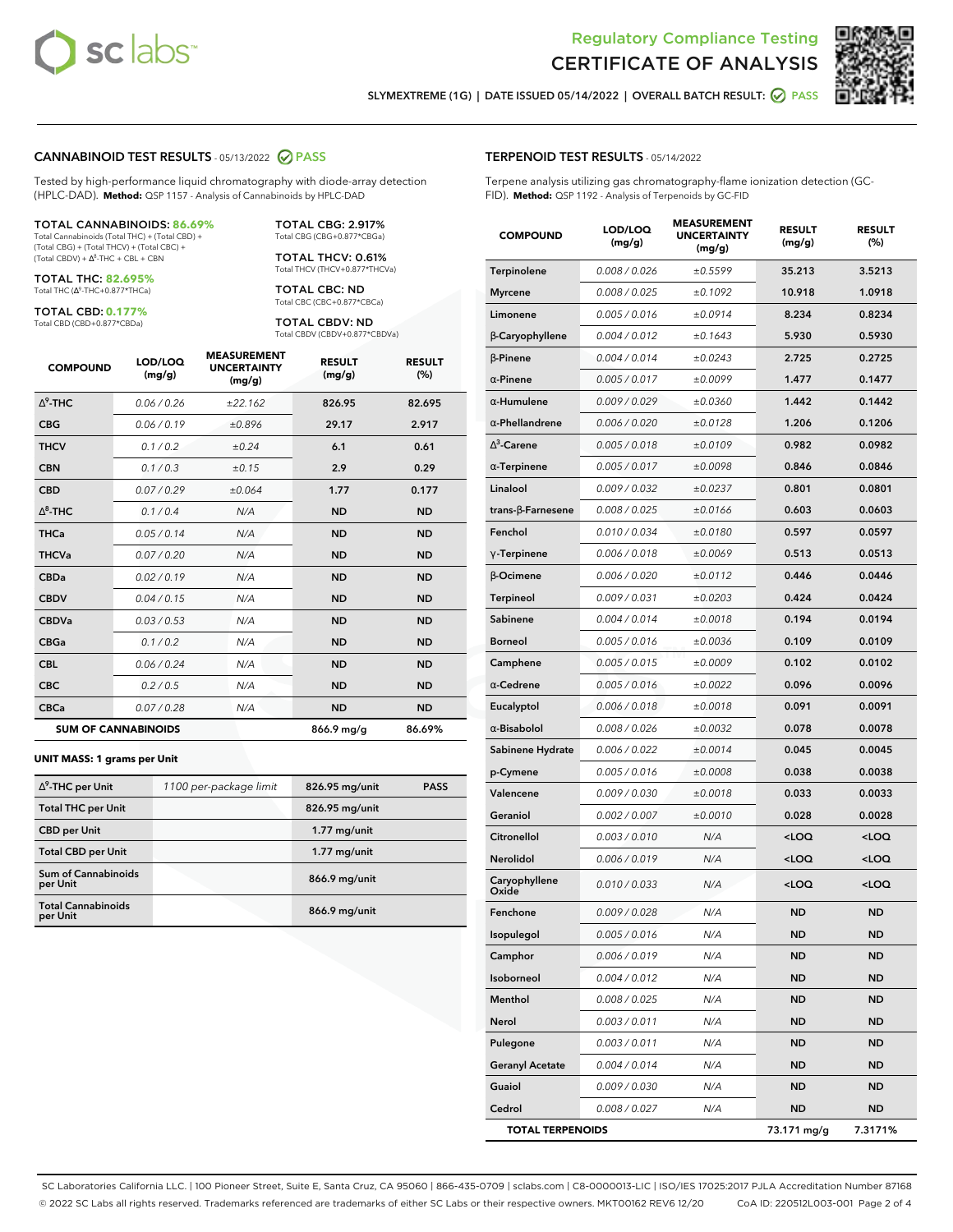# Regulatory Compliance Testing
# CERTIFICATE OF ANALYSIS

SLYMEXTREME (1G) | DATE ISSUED 05/14/2022 | OVERALL BATCH RESULT: PASS

## CANNABINOID TEST RESULTS - 05/13/2022 PASS

Tested by high-performance liquid chromatography with diode-array detection (HPLC-DAD). **Method:** QSP 1157 - Analysis of Cannabinoids by HPLC-DAD

**TOTAL CANNABINOIDS: 86.69%**
Total Cannabinoids (Total THC) + (Total CBD) + (Total CBG) + (Total THCV) + (Total CBC) + (Total CBDV) + $\Delta^8$-THC + CBL + CBN

**TOTAL THC: 82.695%**
Total THC ($\Delta^9$-THC+0.877*THCa)

**TOTAL CBD: 0.177%**
Total CBD (CBD+0.877*CBDa)

**TOTAL CBG: 2.917%**
Total CBG (CBG+0.877*CBGa)

**TOTAL THCV: 0.61%**
Total THCV (THCV+0.877*THCVa)

**TOTAL CBC: ND**
Total CBC (CBC+0.877*CBCa)

**TOTAL CBDV: ND**
Total CBDV (CBDV+0.877*CBDVa)

| COMPOUND | LOD/LOQ (mg/g) | MEASUREMENT UNCERTAINTY (mg/g) | RESULT (mg/g) | RESULT (%) |
|---|---|---|---|---|
| $\Delta^9$-THC | 0.06 / 0.26 | ±22.162 | 826.95 | 82.695 |
| CBG | 0.06 / 0.19 | ±0.896 | 29.17 | 2.917 |
| THCV | 0.1 / 0.2 | ±0.24 | 6.1 | 0.61 |
| CBN | 0.1 / 0.3 | ±0.15 | 2.9 | 0.29 |
| CBD | 0.07 / 0.29 | ±0.064 | 1.77 | 0.177 |
| $\Delta^8$-THC | 0.1 / 0.4 | N/A | ND | ND |
| THCa | 0.05 / 0.14 | N/A | ND | ND |
| THCVa | 0.07 / 0.20 | N/A | ND | ND |
| CBDa | 0.02 / 0.19 | N/A | ND | ND |
| CBDV | 0.04 / 0.15 | N/A | ND | ND |
| CBDVa | 0.03 / 0.53 | N/A | ND | ND |
| CBGa | 0.1 / 0.2 | N/A | ND | ND |
| CBL | 0.06 / 0.24 | N/A | ND | ND |
| CBC | 0.2 / 0.5 | N/A | ND | ND |
| CBCa | 0.07 / 0.28 | N/A | ND | ND |
| **SUM OF CANNABINOIDS** | | | 866.9 mg/g | 86.69% |

**UNIT MASS: 1 grams per Unit**

| | | | |
|---|---|---|---|
| $\Delta^9$-THC per Unit | 1100 per-package limit | 826.95 mg/unit | PASS |
| Total THC per Unit | | 826.95 mg/unit | |
| CBD per Unit | | 1.77 mg/unit | |
| Total CBD per Unit | | 1.77 mg/unit | |
| Sum of Cannabinoids per Unit | | 866.9 mg/unit | |
| Total Cannabinoids per Unit | | 866.9 mg/unit | |

## TERPENOID TEST RESULTS - 05/14/2022

Terpene analysis utilizing gas chromatography-flame ionization detection (GC-FID). **Method:** QSP 1192 - Analysis of Terpenoids by GC-FID

| COMPOUND | LOD/LOQ (mg/g) | MEASUREMENT UNCERTAINTY (mg/g) | RESULT (mg/g) | RESULT (%) |
|---|---|---|---|---|
| Terpinolene | 0.008 / 0.026 | ±0.5599 | 35.213 | 3.5213 |
| Myrcene | 0.008 / 0.025 | ±0.1092 | 10.918 | 1.0918 |
| Limonene | 0.005 / 0.016 | ±0.0914 | 8.234 | 0.8234 |
| β-Caryophyllene | 0.004 / 0.012 | ±0.1643 | 5.930 | 0.5930 |
| β-Pinene | 0.004 / 0.014 | ±0.0243 | 2.725 | 0.2725 |
| α-Pinene | 0.005 / 0.017 | ±0.0099 | 1.477 | 0.1477 |
| α-Humulene | 0.009 / 0.029 | ±0.0360 | 1.442 | 0.1442 |
| α-Phellandrene | 0.006 / 0.020 | ±0.0128 | 1.206 | 0.1206 |
| $\Delta^3$-Carene | 0.005 / 0.018 | ±0.0109 | 0.982 | 0.0982 |
| α-Terpinene | 0.005 / 0.017 | ±0.0098 | 0.846 | 0.0846 |
| Linalool | 0.009 / 0.032 | ±0.0237 | 0.801 | 0.0801 |
| trans-β-Farnesene | 0.008 / 0.025 | ±0.0166 | 0.603 | 0.0603 |
| Fenchol | 0.010 / 0.034 | ±0.0180 | 0.597 | 0.0597 |
| γ-Terpinene | 0.006 / 0.018 | ±0.0069 | 0.513 | 0.0513 |
| β-Ocimene | 0.006 / 0.020 | ±0.0112 | 0.446 | 0.0446 |
| Terpineol | 0.009 / 0.031 | ±0.0203 | 0.424 | 0.0424 |
| Sabinene | 0.004 / 0.014 | ±0.0018 | 0.194 | 0.0194 |
| Borneol | 0.005 / 0.016 | ±0.0036 | 0.109 | 0.0109 |
| Camphene | 0.005 / 0.015 | ±0.0009 | 0.102 | 0.0102 |
| α-Cedrene | 0.005 / 0.016 | ±0.0022 | 0.096 | 0.0096 |
| Eucalyptol | 0.006 / 0.018 | ±0.0018 | 0.091 | 0.0091 |
| α-Bisabolol | 0.008 / 0.026 | ±0.0032 | 0.078 | 0.0078 |
| Sabinene Hydrate | 0.006 / 0.022 | ±0.0014 | 0.045 | 0.0045 |
| p-Cymene | 0.005 / 0.016 | ±0.0008 | 0.038 | 0.0038 |
| Valencene | 0.009 / 0.030 | ±0.0018 | 0.033 | 0.0033 |
| Geraniol | 0.002 / 0.007 | ±0.0010 | 0.028 | 0.0028 |
| Citronellol | 0.003 / 0.010 | N/A | <LOQ | <LOQ |
| Nerolidol | 0.006 / 0.019 | N/A | <LOQ | <LOQ |
| Caryophyllene Oxide | 0.010 / 0.033 | N/A | <LOQ | <LOQ |
| Fenchone | 0.009 / 0.028 | N/A | ND | ND |
| Isopulegol | 0.005 / 0.016 | N/A | ND | ND |
| Camphor | 0.006 / 0.019 | N/A | ND | ND |
| Isoborneol | 0.004 / 0.012 | N/A | ND | ND |
| Menthol | 0.008 / 0.025 | N/A | ND | ND |
| Nerol | 0.003 / 0.011 | N/A | ND | ND |
| Pulegone | 0.003 / 0.011 | N/A | ND | ND |
| Geranyl Acetate | 0.004 / 0.014 | N/A | ND | ND |
| Guaiol | 0.009 / 0.030 | N/A | ND | ND |
| Cedrol | 0.008 / 0.027 | N/A | ND | ND |
| **TOTAL TERPENOIDS** | | | 73.171 mg/g | 7.3171% |

SC Laboratories California LLC. | 100 Pioneer Street, Suite E, Santa Cruz, CA 95060 | 866-435-0709 | sclabs.com | C8-0000013-LIC | ISO/IES 17025:2017 PJLA Accreditation Number 87168
© 2022 SC Labs all rights reserved. Trademarks referenced are trademarks of either SC Labs or their respective owners. MKT00162 REV6 12/20 CoA ID: 220512L003-001